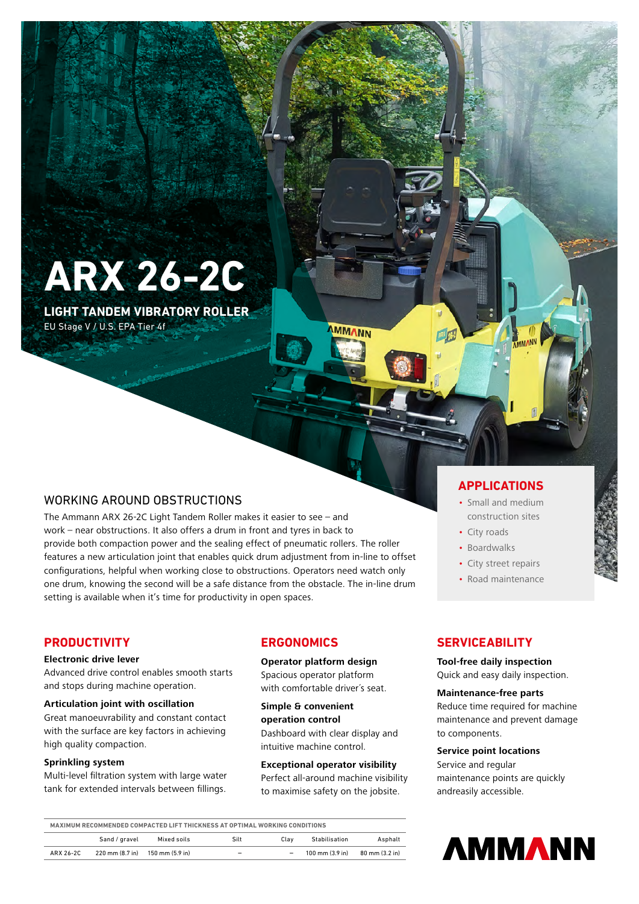# ARX 26-2C

## LIGHT TANDEM VIBRATORY ROLLER

EU Stage V / U.S. EPA Tier 4f

## WORKING AROUND OBSTRUCTIONS

The Ammann ARX 26-2C Light Tandem Roller makes it easier to see – and work – near obstructions. It also offers a drum in front and tyres in back to provide both compaction power and the sealing effect of pneumatic rollers. The roller features a new articulation joint that enables quick drum adjustment from in-line to offset configurations, helpful when working close to obstructions. Operators need watch only one drum, knowing the second will be a safe distance from the obstacle. The in-line drum setting is available when it's time for productivity in open spaces.

## APPLICATIONS

- Small and medium construction sites
- City roads
- Boardwalks
- City street repairs
- Road maintenance

## PRODUCTIVITY

**Electronic drive lever**
Advanced drive control enables smooth starts and stops during machine operation.

**Articulation joint with oscillation**
Great manoeuvrability and constant contact with the surface are key factors in achieving high quality compaction.

**Sprinkling system**
Multi-level filtration system with large water tank for extended intervals between fillings.

## ERGONOMICS

**Operator platform design**
Spacious operator platform with comfortable driver's seat.

**Simple & convenient operation control**
Dashboard with clear display and intuitive machine control.

**Exceptional operator visibility**
Perfect all-around machine visibility to maximise safety on the jobsite.

## SERVICEABILITY

**Tool-free daily inspection**
Quick and easy daily inspection.

**Maintenance-free parts**
Reduce time required for machine maintenance and prevent damage to components.

**Service point locations**
Service and regular maintenance points are quickly andreasily accessible.

**MAXIMUM RECOMMENDED COMPACTED LIFT THICKNESS AT OPTIMAL WORKING CONDITIONS**

| | Sand / gravel | Mixed soils | Silt | Clay | Stabilisation | Asphalt |
|---|---|---|---|---|---|---|
| ARX 26-2C | 220 mm (8.7 in) | 150 mm (5.9 in) | – | – | 100 mm (3.9 in) | 80 mm (3.2 in) |

AMMANN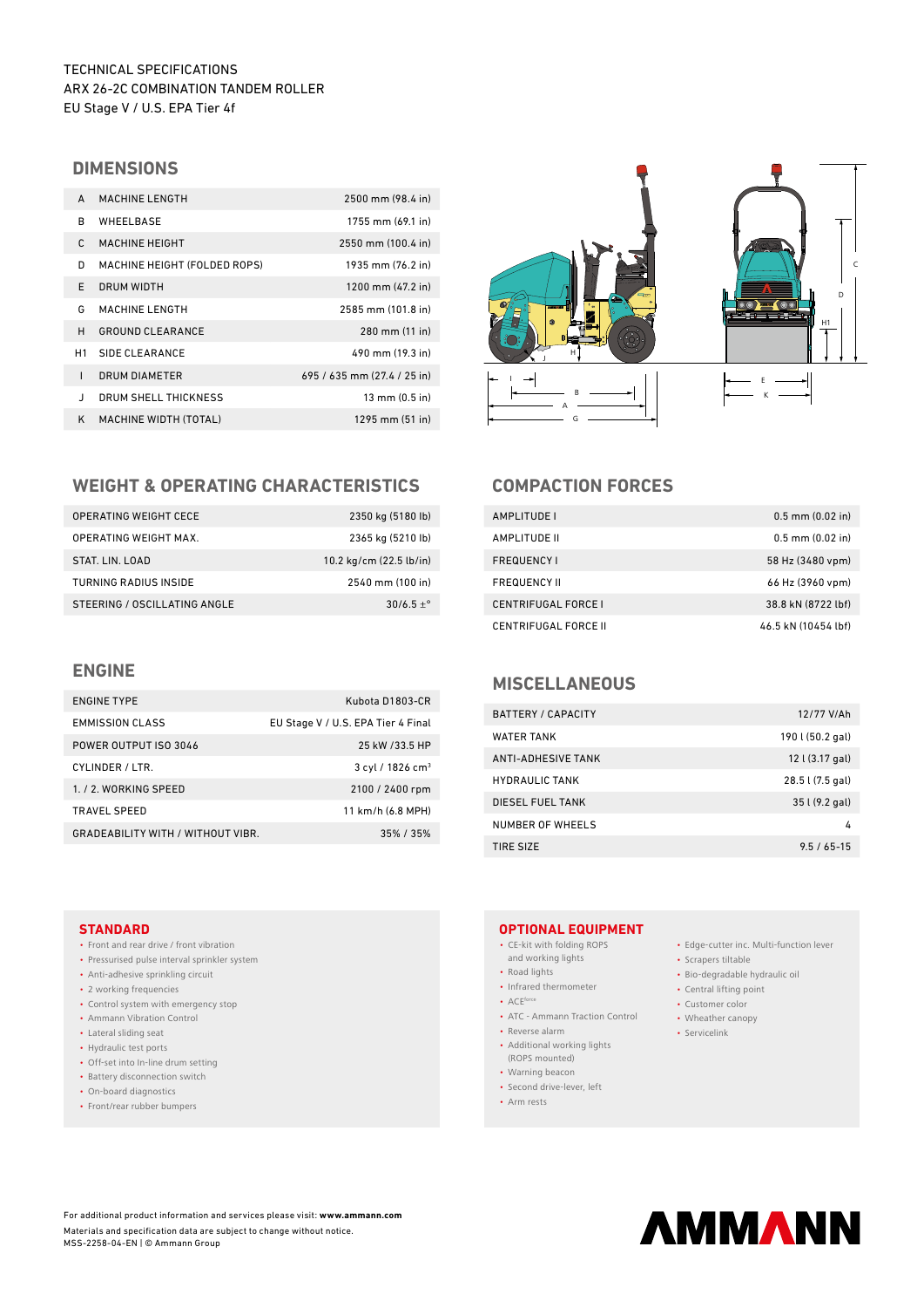TECHNICAL SPECIFICATIONS
ARX 26-2C COMBINATION TANDEM ROLLER
EU Stage V / U.S. EPA Tier 4f

## DIMENSIONS

| | | |
|---|---|---|
| A | MACHINE LENGTH | 2500 mm (98.4 in) |
| B | WHEELBASE | 1755 mm (69.1 in) |
| C | MACHINE HEIGHT | 2550 mm (100.4 in) |
| D | MACHINE HEIGHT (FOLDED ROPS) | 1935 mm (76.2 in) |
| E | DRUM WIDTH | 1200 mm (47.2 in) |
| G | MACHINE LENGTH | 2585 mm (101.8 in) |
| H | GROUND CLEARANCE | 280 mm (11 in) |
| H1 | SIDE CLEARANCE | 490 mm (19.3 in) |
| I | DRUM DIAMETER | 695 / 635 mm (27.4 / 25 in) |
| J | DRUM SHELL THICKNESS | 13 mm (0.5 in) |
| K | MACHINE WIDTH (TOTAL) | 1295 mm (51 in) |

## WEIGHT & OPERATING CHARACTERISTICS

| | |
|---|---|
| OPERATING WEIGHT CECE | 2350 kg (5180 lb) |
| OPERATING WEIGHT MAX. | 2365 kg (5210 lb) |
| STAT. LIN. LOAD | 10.2 kg/cm (22.5 lb/in) |
| TURNING RADIUS INSIDE | 2540 mm (100 in) |
| STEERING / OSCILLATING ANGLE | 30/6.5 ±° |

## ENGINE

| | |
|---|---|
| ENGINE TYPE | Kubota D1803-CR |
| EMMISSION CLASS | EU Stage V / U.S. EPA Tier 4 Final |
| POWER OUTPUT ISO 3046 | 25 kW /33.5 HP |
| CYLINDER / LTR. | 3 cyl / 1826 cm³ |
| 1. / 2. WORKING SPEED | 2100 / 2400 rpm |
| TRAVEL SPEED | 11 km/h (6.8 MPH) |
| GRADEABILITY WITH / WITHOUT VIBR. | 35% / 35% |

## COMPACTION FORCES

| | |
|---|---|
| AMPLITUDE I | 0.5 mm (0.02 in) |
| AMPLITUDE II | 0.5 mm (0.02 in) |
| FREQUENCY I | 58 Hz (3480 vpm) |
| FREQUENCY II | 66 Hz (3960 vpm) |
| CENTRIFUGAL FORCE I | 38.8 kN (8722 lbf) |
| CENTRIFUGAL FORCE II | 46.5 kN (10454 lbf) |

## MISCELLANEOUS

| | |
|---|---|
| BATTERY / CAPACITY | 12/77 V/Ah |
| WATER TANK | 190 l (50.2 gal) |
| ANTI-ADHESIVE TANK | 12 l (3.17 gal) |
| HYDRAULIC TANK | 28.5 l (7.5 gal) |
| DIESEL FUEL TANK | 35 l (9.2 gal) |
| NUMBER OF WHEELS | 4 |
| TIRE SIZE | 9.5 / 65-15 |

## STANDARD

- Front and rear drive / front vibration
- Pressurised pulse interval sprinkler system
- Anti-adhesive sprinkling circuit
- 2 working frequencies
- Control system with emergency stop
- Ammann Vibration Control
- Lateral sliding seat
- Hydraulic test ports
- Off-set into In-line drum setting
- Battery disconnection switch
- On-board diagnostics
- Front/rear rubber bumpers

## OPTIONAL EQUIPMENT

- CE-kit with folding ROPS and working lights
- Road lights
- Infrared thermometer
- ACEforce
- ATC - Ammann Traction Control
- Reverse alarm
- Additional working lights (ROPS mounted)
- Warning beacon
- Second drive-lever, left
- Arm rests
- Edge-cutter inc. Multi-function lever
- Scrapers tiltable
- Bio-degradable hydraulic oil
- Central lifting point
- Customer color
- Wheather canopy
- Servicelink

For additional product information and services please visit: **www.ammann.com**
Materials and specification data are subject to change without notice.
MSS-2258-04-EN | © Ammann Group

AMMANN